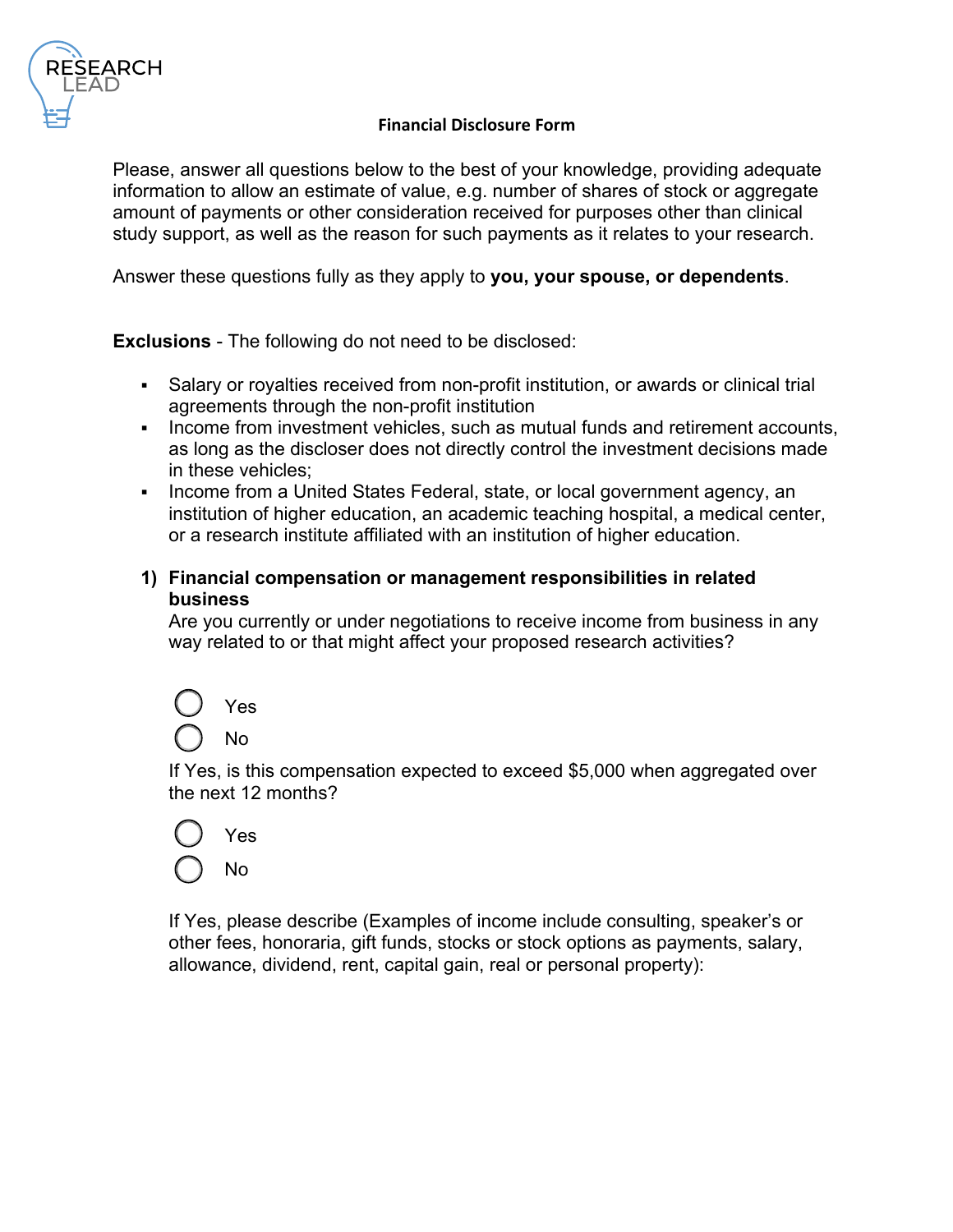RESEARCH LEAD

# Financial Disclosure Form

Please, answer all questions below to the best of your knowledge, providing adequate information to allow an estimate of value, e.g. number of shares of stock or aggregate amount of payments or other consideration received for purposes other than clinical study support, as well as the reason for such payments as it relates to your research.

Answer these questions fully as they apply to **you, your spouse, or dependents**.

**Exclusions** - The following do not need to be disclosed:

- Salary or royalties received from non-profit institution, or awards or clinical trial agreements through the non-profit institution
- Income from investment vehicles, such as mutual funds and retirement accounts, as long as the discloser does not directly control the investment decisions made in these vehicles;
- Income from a United States Federal, state, or local government agency, an institution of higher education, an academic teaching hospital, a medical center, or a research institute affiliated with an institution of higher education.

**1) Financial compensation or management responsibilities in related business**

Are you currently or under negotiations to receive income from business in any way related to or that might affect your proposed research activities?

◯ Yes

◯ No

If Yes, is this compensation expected to exceed $5,000 when aggregated over the next 12 months?

◯ Yes

◯ No

If Yes, please describe (Examples of income include consulting, speaker's or other fees, honoraria, gift funds, stocks or stock options as payments, salary, allowance, dividend, rent, capital gain, real or personal property):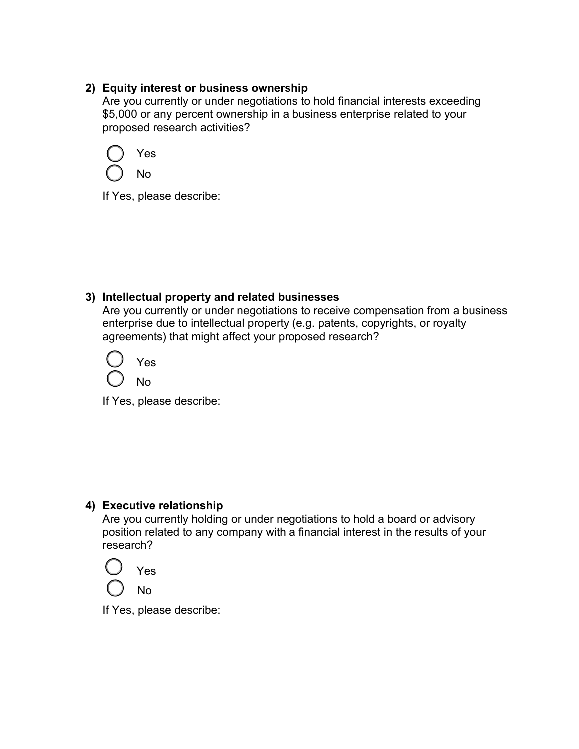**2) Equity interest or business ownership**

Are you currently or under negotiations to hold financial interests exceeding $5,000 or any percent ownership in a business enterprise related to your proposed research activities?

- ○ Yes
- ○ No

If Yes, please describe:

**3) Intellectual property and related businesses**

Are you currently or under negotiations to receive compensation from a business enterprise due to intellectual property (e.g. patents, copyrights, or royalty agreements) that might affect your proposed research?

- ○ Yes
- ○ No

If Yes, please describe:

**4) Executive relationship**

Are you currently holding or under negotiations to hold a board or advisory position related to any company with a financial interest in the results of your research?

- ○ Yes
- ○ No

If Yes, please describe: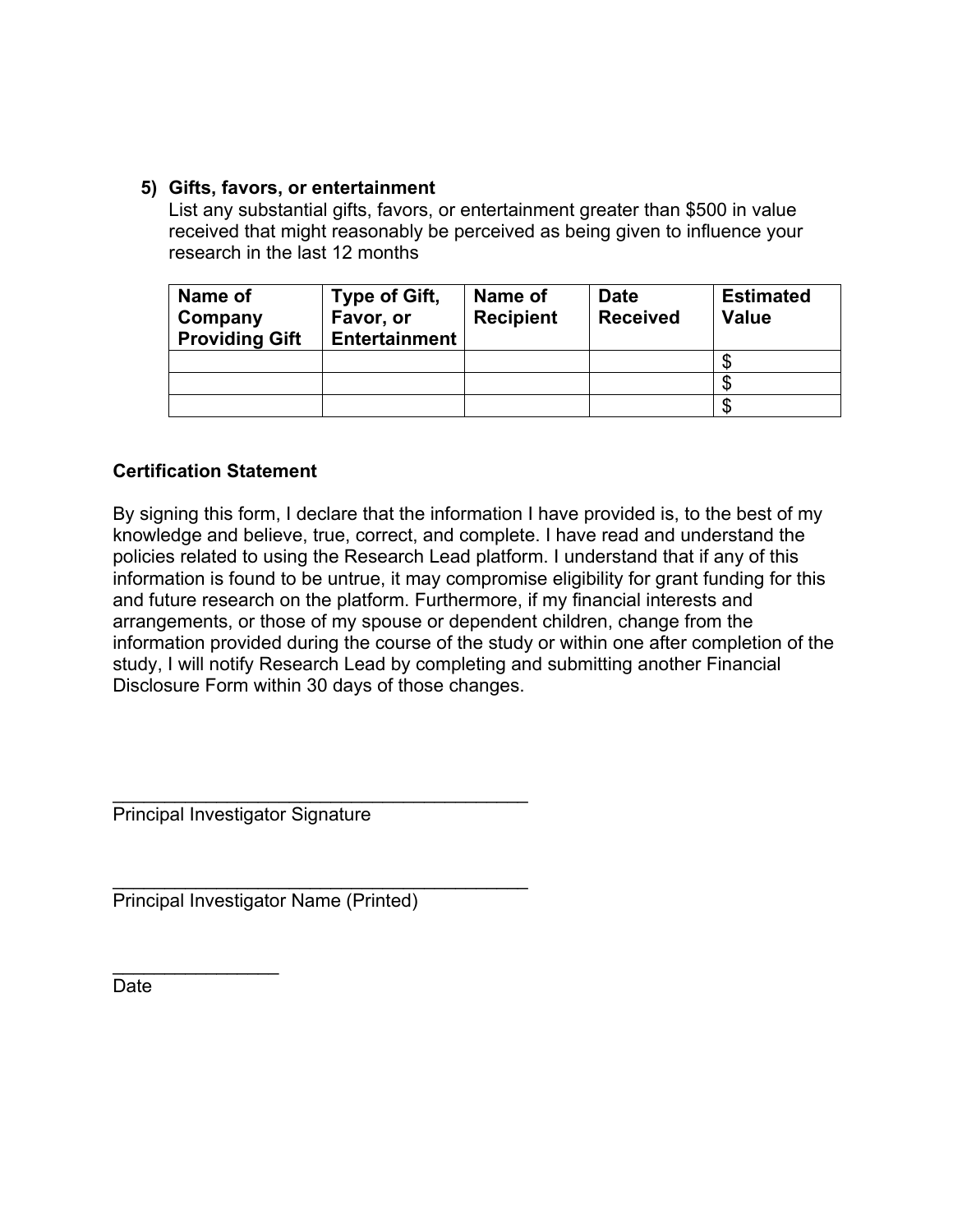5) **Gifts, favors, or entertainment**
   List any substantial gifts, favors, or entertainment greater than $500 in value received that might reasonably be perceived as being given to influence your research in the last 12 months

| Name of Company Providing Gift | Type of Gift, Favor, or Entertainment | Name of Recipient | Date Received | Estimated Value |
|---|---|---|---|---|
| | | | | $ |
| | | | | $ |
| | | | | $ |

**Certification Statement**

By signing this form, I declare that the information I have provided is, to the best of my knowledge and believe, true, correct, and complete. I have read and understand the policies related to using the Research Lead platform. I understand that if any of this information is found to be untrue, it may compromise eligibility for grant funding for this and future research on the platform. Furthermore, if my financial interests and arrangements, or those of my spouse or dependent children, change from the information provided during the course of the study or within one after completion of the study, I will notify Research Lead by completing and submitting another Financial Disclosure Form within 30 days of those changes.

\_\_\_\_\_\_\_\_\_\_\_\_\_\_\_\_\_\_\_\_\_\_\_\_\_\_\_\_\_\_\_\_\_\_\_\_\_\_\_\_\_\_
Principal Investigator Signature

\_\_\_\_\_\_\_\_\_\_\_\_\_\_\_\_\_\_\_\_\_\_\_\_\_\_\_\_\_\_\_\_\_\_\_\_\_\_\_\_\_\_
Principal Investigator Name (Printed)

\_\_\_\_\_\_\_\_\_\_\_\_\_\_\_\_\_
Date